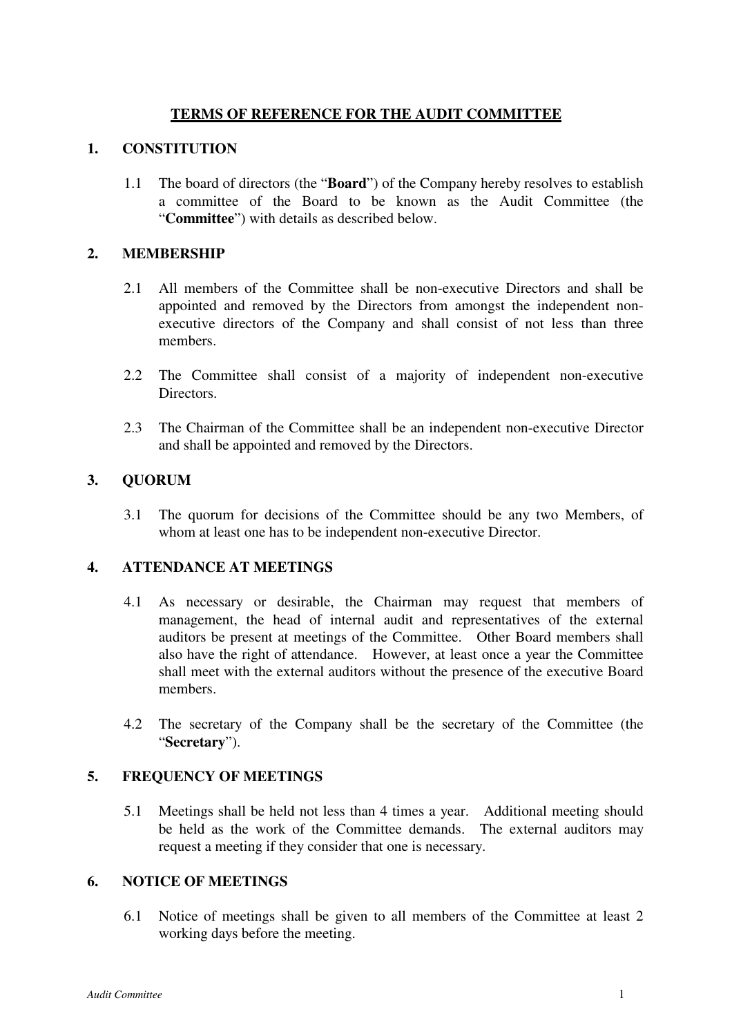# TERMS OF REFERENCE FOR THE AUDIT COMMITTEE

## 1. CONSTITUTION

1.1 The board of directors (the "**Board**") of the Company hereby resolves to establish a committee of the Board to be known as the Audit Committee (the "**Committee**") with details as described below.

## 2. MEMBERSHIP

2.1 All members of the Committee shall be non-executive Directors and shall be appointed and removed by the Directors from amongst the independent non-executive directors of the Company and shall consist of not less than three members.

2.2 The Committee shall consist of a majority of independent non-executive Directors.

2.3 The Chairman of the Committee shall be an independent non-executive Director and shall be appointed and removed by the Directors.

## 3. QUORUM

3.1 The quorum for decisions of the Committee should be any two Members, of whom at least one has to be independent non-executive Director.

## 4. ATTENDANCE AT MEETINGS

4.1 As necessary or desirable, the Chairman may request that members of management, the head of internal audit and representatives of the external auditors be present at meetings of the Committee. Other Board members shall also have the right of attendance. However, at least once a year the Committee shall meet with the external auditors without the presence of the executive Board members.

4.2 The secretary of the Company shall be the secretary of the Committee (the "**Secretary**").

## 5. FREQUENCY OF MEETINGS

5.1 Meetings shall be held not less than 4 times a year. Additional meeting should be held as the work of the Committee demands. The external auditors may request a meeting if they consider that one is necessary.

## 6. NOTICE OF MEETINGS

6.1 Notice of meetings shall be given to all members of the Committee at least 2 working days before the meeting.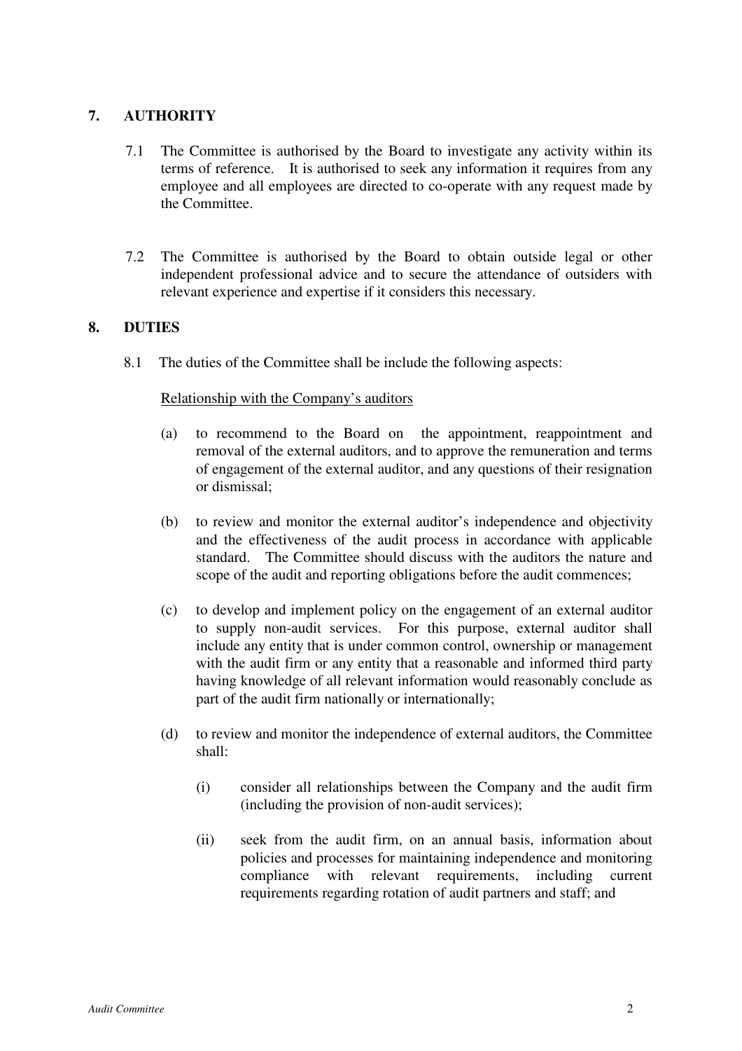## 7. AUTHORITY

7.1 The Committee is authorised by the Board to investigate any activity within its terms of reference. It is authorised to seek any information it requires from any employee and all employees are directed to co-operate with any request made by the Committee.

7.2 The Committee is authorised by the Board to obtain outside legal or other independent professional advice and to secure the attendance of outsiders with relevant experience and expertise if it considers this necessary.

## 8. DUTIES

8.1 The duties of the Committee shall be include the following aspects:

<u>Relationship with the Company's auditors</u>

(a) to recommend to the Board on the appointment, reappointment and removal of the external auditors, and to approve the remuneration and terms of engagement of the external auditor, and any questions of their resignation or dismissal;

(b) to review and monitor the external auditor's independence and objectivity and the effectiveness of the audit process in accordance with applicable standard. The Committee should discuss with the auditors the nature and scope of the audit and reporting obligations before the audit commences;

(c) to develop and implement policy on the engagement of an external auditor to supply non-audit services. For this purpose, external auditor shall include any entity that is under common control, ownership or management with the audit firm or any entity that a reasonable and informed third party having knowledge of all relevant information would reasonably conclude as part of the audit firm nationally or internationally;

(d) to review and monitor the independence of external auditors, the Committee shall:

(i) consider all relationships between the Company and the audit firm (including the provision of non-audit services);

(ii) seek from the audit firm, on an annual basis, information about policies and processes for maintaining independence and monitoring compliance with relevant requirements, including current requirements regarding rotation of audit partners and staff; and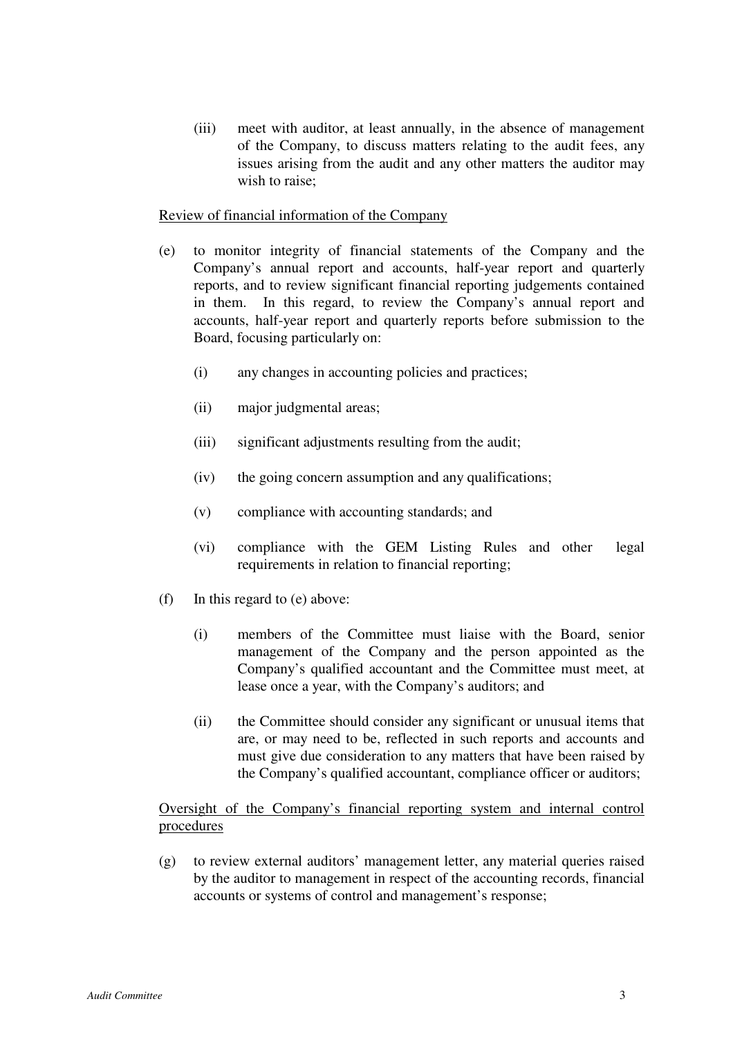(iii) meet with auditor, at least annually, in the absence of management of the Company, to discuss matters relating to the audit fees, any issues arising from the audit and any other matters the auditor may wish to raise;

<u>Review of financial information of the Company</u>

(e) to monitor integrity of financial statements of the Company and the Company's annual report and accounts, half-year report and quarterly reports, and to review significant financial reporting judgements contained in them. In this regard, to review the Company's annual report and accounts, half-year report and quarterly reports before submission to the Board, focusing particularly on:

  (i) any changes in accounting policies and practices;

  (ii) major judgmental areas;

  (iii) significant adjustments resulting from the audit;

  (iv) the going concern assumption and any qualifications;

  (v) compliance with accounting standards; and

  (vi) compliance with the GEM Listing Rules and other legal requirements in relation to financial reporting;

(f) In this regard to (e) above:

  (i) members of the Committee must liaise with the Board, senior management of the Company and the person appointed as the Company's qualified accountant and the Committee must meet, at lease once a year, with the Company's auditors; and

  (ii) the Committee should consider any significant or unusual items that are, or may need to be, reflected in such reports and accounts and must give due consideration to any matters that have been raised by the Company's qualified accountant, compliance officer or auditors;

<u>Oversight of the Company's financial reporting system and internal control procedures</u>

(g) to review external auditors' management letter, any material queries raised by the auditor to management in respect of the accounting records, financial accounts or systems of control and management's response;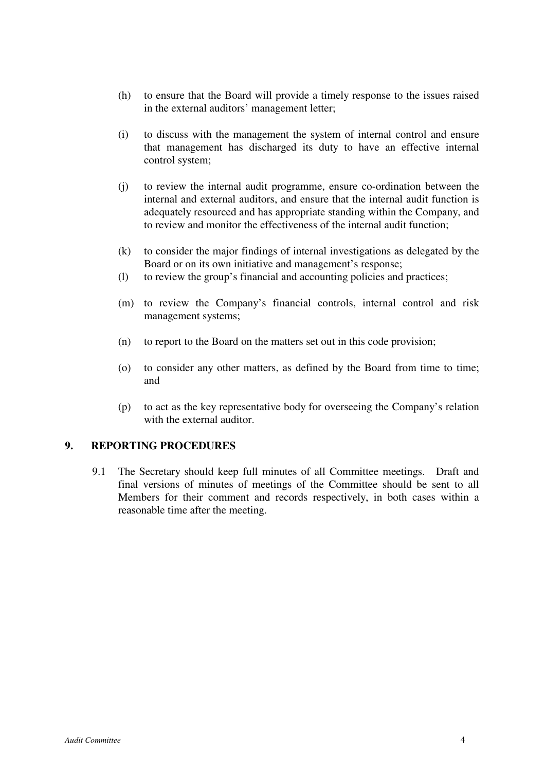(h) to ensure that the Board will provide a timely response to the issues raised in the external auditors' management letter;

(i) to discuss with the management the system of internal control and ensure that management has discharged its duty to have an effective internal control system;

(j) to review the internal audit programme, ensure co-ordination between the internal and external auditors, and ensure that the internal audit function is adequately resourced and has appropriate standing within the Company, and to review and monitor the effectiveness of the internal audit function;

(k) to consider the major findings of internal investigations as delegated by the Board or on its own initiative and management's response;

(l) to review the group's financial and accounting policies and practices;

(m) to review the Company's financial controls, internal control and risk management systems;

(n) to report to the Board on the matters set out in this code provision;

(o) to consider any other matters, as defined by the Board from time to time; and

(p) to act as the key representative body for overseeing the Company's relation with the external auditor.

## 9. REPORTING PROCEDURES

9.1 The Secretary should keep full minutes of all Committee meetings. Draft and final versions of minutes of meetings of the Committee should be sent to all Members for their comment and records respectively, in both cases within a reasonable time after the meeting.